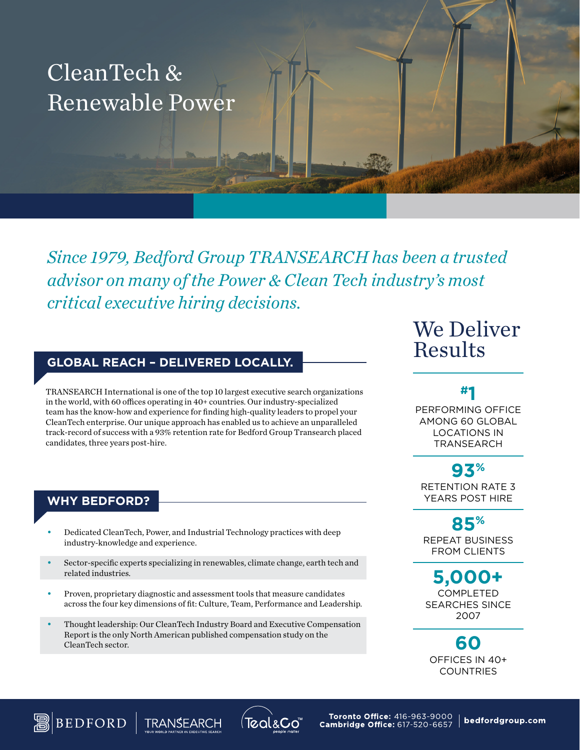# CleanTech & Renewable Power

*Since 1979, Bedford Group TRANSEARCH has been a trusted advisor on many of the Power & Clean Tech industry's most critical executive hiring decisions.*

## GLOBAL REACH – DELIVERED LOCALLY.

TRANSEARCH International is one of the top 10 largest executive search organizations in the world, with 60 offices operating in 40+ countries. Our industry-specialized team has the know-how and experience for finding high-quality leaders to propel your CleanTech enterprise. Our unique approach has enabled us to achieve an unparalleled track-record of success with a 93% retention rate for Bedford Group Transearch placed candidates, three years post-hire.

## WHY BEDFORD?

- Dedicated CleanTech, Power, and Industrial Technology practices with deep industry-knowledge and experience.
- Sector-specific experts specializing in renewables, climate change, earth tech and related industries.
- Proven, proprietary diagnostic and assessment tools that measure candidates across the four key dimensions of fit: Culture, Team, Performance and Leadership.
- Thought leadership: Our CleanTech Industry Board and Executive Compensation Report is the only North American published compensation study on the CleanTech sector.

## We Deliver Results

**#1**
PERFORMING OFFICE AMONG 60 GLOBAL LOCATIONS IN TRANSEARCH

**93%**
RETENTION RATE 3 YEARS POST HIRE

**85%**
REPEAT BUSINESS FROM CLIENTS

**5,000+**
COMPLETED SEARCHES SINCE 2007

**60**
OFFICES IN 40+ COUNTRIES

BEDFORD | TRANSEARCH YOUR WORLD PARTNER IN EXECUTIVE SEARCH | Teal&Co™ people matter

**Toronto Office:** 416-963-9000
**Cambridge Office:** 617-520-6657
**bedfordgroup.com**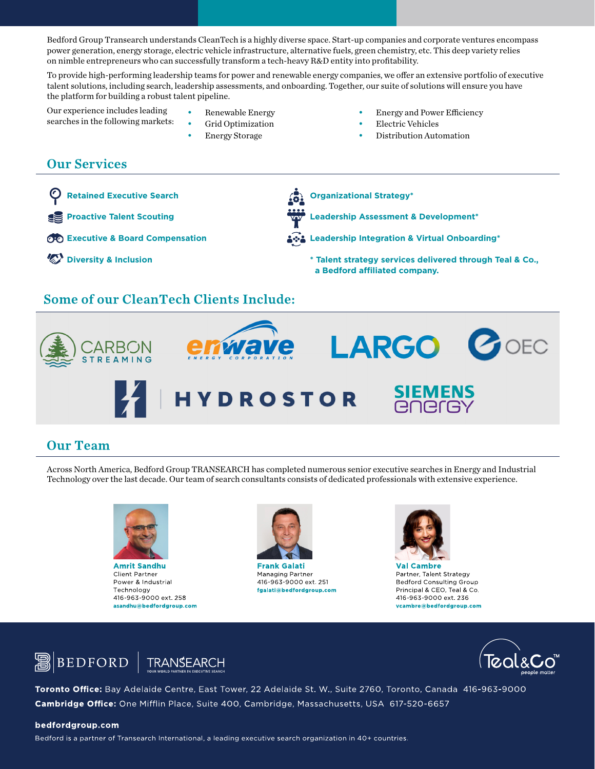Bedford Group Transearch understands CleanTech is a highly diverse space. Start-up companies and corporate ventures encompass power generation, energy storage, electric vehicle infrastructure, alternative fuels, green chemistry, etc. This deep variety relies on nimble entrepreneurs who can successfully transform a tech-heavy R&D entity into profitability.

To provide high-performing leadership teams for power and renewable energy companies, we offer an extensive portfolio of executive talent solutions, including search, leadership assessments, and onboarding. Together, our suite of solutions will ensure you have the platform for building a robust talent pipeline.

Our experience includes leading searches in the following markets:

- Renewable Energy
- Grid Optimization
- Energy Storage
- Energy and Power Efficiency
- Electric Vehicles
- Distribution Automation

## Our Services

- **Retained Executive Search**
- **Proactive Talent Scouting**
- **Executive & Board Compensation**
- **Diversity & Inclusion**
- **Organizational Strategy***
- **Leadership Assessment & Development***
- **Leadership Integration & Virtual Onboarding***

**\* Talent strategy services delivered through Teal & Co., a Bedford affiliated company.**

## Some of our CleanTech Clients Include:

CARBON STREAMING

enwave ENERGY CORPORATION

LARGO

OEC

HYDROSTOR

SIEMENS energy

## Our Team

Across North America, Bedford Group TRANSEARCH has completed numerous senior executive searches in Energy and Industrial Technology over the last decade. Our team of search consultants consists of dedicated professionals with extensive experience.

**Amrit Sandhu**
Client Partner
Power & Industrial Technology
416-963-9000 ext. 258
asandhu@bedfordgroup.com

**Frank Galati**
Managing Partner
416-963-9000 ext. 251
fgalati@bedfordgroup.com

**Val Cambre**
Partner, Talent Strategy
Bedford Consulting Group
Principal & CEO, Teal & Co.
416-963-9000 ext. 236
vcambre@bedfordgroup.com

BEDFORD | TRANSEARCH YOUR WORLD PARTNER IN EXECUTIVE SEARCH

Teal&Co™ people matter

**Toronto Office:** Bay Adelaide Centre, East Tower, 22 Adelaide St. W., Suite 2760, Toronto, Canada 416-963-9000

**Cambridge Office:** One Mifflin Place, Suite 400, Cambridge, Massachusetts, USA 617-520-6657

**bedfordgroup.com**

Bedford is a partner of Transearch International, a leading executive search organization in 40+ countries.